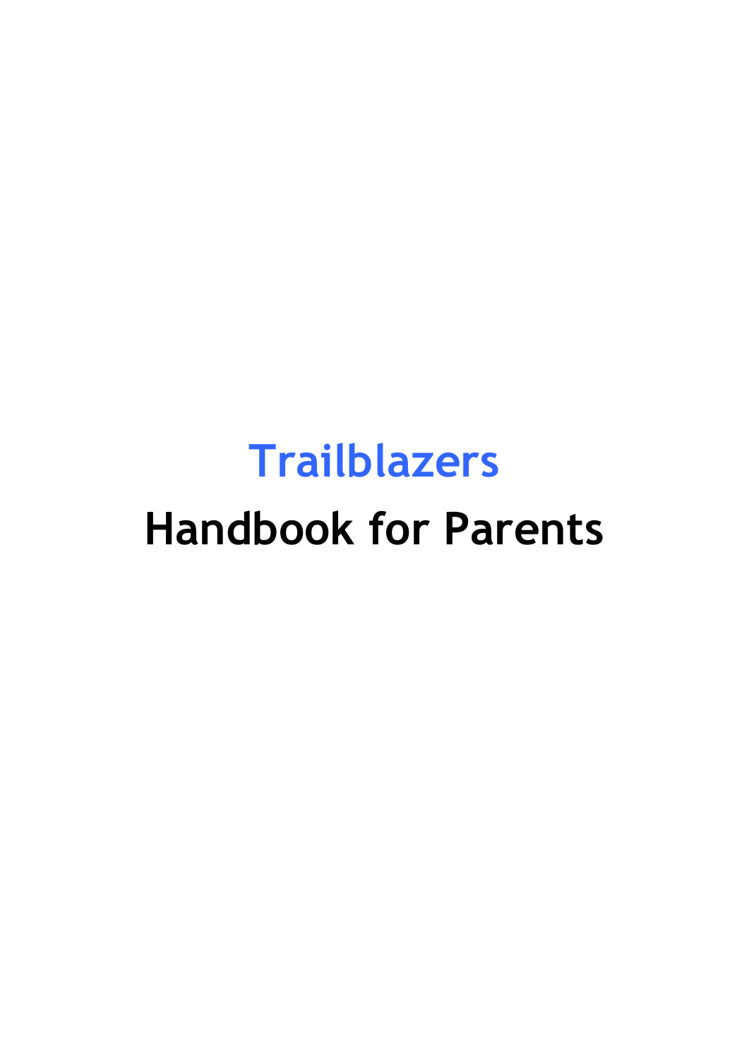# Trailblazers

# Handbook for Parents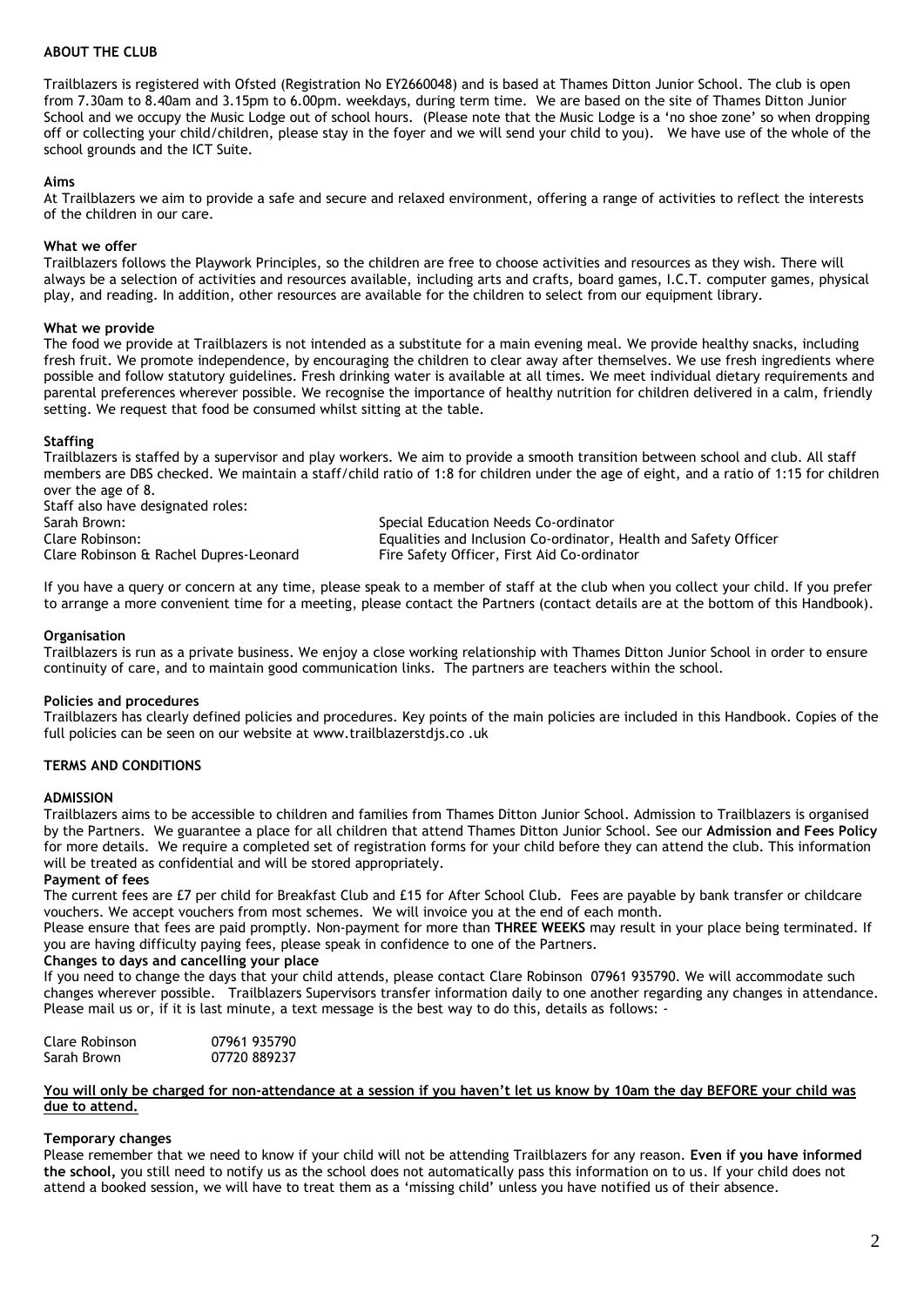## ABOUT THE CLUB

Trailblazers is registered with Ofsted (Registration No EY2660048) and is based at Thames Ditton Junior School. The club is open from 7.30am to 8.40am and 3.15pm to 6.00pm. weekdays, during term time. We are based on the site of Thames Ditton Junior School and we occupy the Music Lodge out of school hours. (Please note that the Music Lodge is a 'no shoe zone' so when dropping off or collecting your child/children, please stay in the foyer and we will send your child to you). We have use of the whole of the school grounds and the ICT Suite.

### Aims

At Trailblazers we aim to provide a safe and secure and relaxed environment, offering a range of activities to reflect the interests of the children in our care.

### What we offer

Trailblazers follows the Playwork Principles, so the children are free to choose activities and resources as they wish. There will always be a selection of activities and resources available, including arts and crafts, board games, I.C.T. computer games, physical play, and reading. In addition, other resources are available for the children to select from our equipment library.

### What we provide

The food we provide at Trailblazers is not intended as a substitute for a main evening meal. We provide healthy snacks, including fresh fruit. We promote independence, by encouraging the children to clear away after themselves. We use fresh ingredients where possible and follow statutory guidelines. Fresh drinking water is available at all times. We meet individual dietary requirements and parental preferences wherever possible. We recognise the importance of healthy nutrition for children delivered in a calm, friendly setting. We request that food be consumed whilst sitting at the table.

### Staffing

Trailblazers is staffed by a supervisor and play workers. We aim to provide a smooth transition between school and club. All staff members are DBS checked. We maintain a staff/child ratio of 1:8 for children under the age of eight, and a ratio of 1:15 for children over the age of 8.

Staff also have designated roles:

| | |
|---|---|
| Sarah Brown: | Special Education Needs Co-ordinator |
| Clare Robinson: | Equalities and Inclusion Co-ordinator, Health and Safety Officer |
| Clare Robinson & Rachel Dupres-Leonard | Fire Safety Officer, First Aid Co-ordinator |

If you have a query or concern at any time, please speak to a member of staff at the club when you collect your child. If you prefer to arrange a more convenient time for a meeting, please contact the Partners (contact details are at the bottom of this Handbook).

### Organisation

Trailblazers is run as a private business. We enjoy a close working relationship with Thames Ditton Junior School in order to ensure continuity of care, and to maintain good communication links. The partners are teachers within the school.

### Policies and procedures

Trailblazers has clearly defined policies and procedures. Key points of the main policies are included in this Handbook. Copies of the full policies can be seen on our website at www.trailblazerstdjs.co .uk

## TERMS AND CONDITIONS

### ADMISSION

Trailblazers aims to be accessible to children and families from Thames Ditton Junior School. Admission to Trailblazers is organised by the Partners. We guarantee a place for all children that attend Thames Ditton Junior School. See our **Admission and Fees Policy** for more details. We require a completed set of registration forms for your child before they can attend the club. This information will be treated as confidential and will be stored appropriately.

### Payment of fees

The current fees are £7 per child for Breakfast Club and £15 for After School Club. Fees are payable by bank transfer or childcare vouchers. We accept vouchers from most schemes. We will invoice you at the end of each month.

Please ensure that fees are paid promptly. Non-payment for more than **THREE WEEKS** may result in your place being terminated. If you are having difficulty paying fees, please speak in confidence to one of the Partners.

### Changes to days and cancelling your place

If you need to change the days that your child attends, please contact Clare Robinson 07961 935790. We will accommodate such changes wherever possible. Trailblazers Supervisors transfer information daily to one another regarding any changes in attendance. Please mail us or, if it is last minute, a text message is the best way to do this, details as follows: -

| | |
|---|---|
| Clare Robinson | 07961 935790 |
| Sarah Brown | 07720 889237 |

**You will only be charged for non-attendance at a session if you haven't let us know by 10am the day BEFORE your child was due to attend.**

### Temporary changes

Please remember that we need to know if your child will not be attending Trailblazers for any reason. **Even if you have informed the school,** you still need to notify us as the school does not automatically pass this information on to us. If your child does not attend a booked session, we will have to treat them as a 'missing child' unless you have notified us of their absence.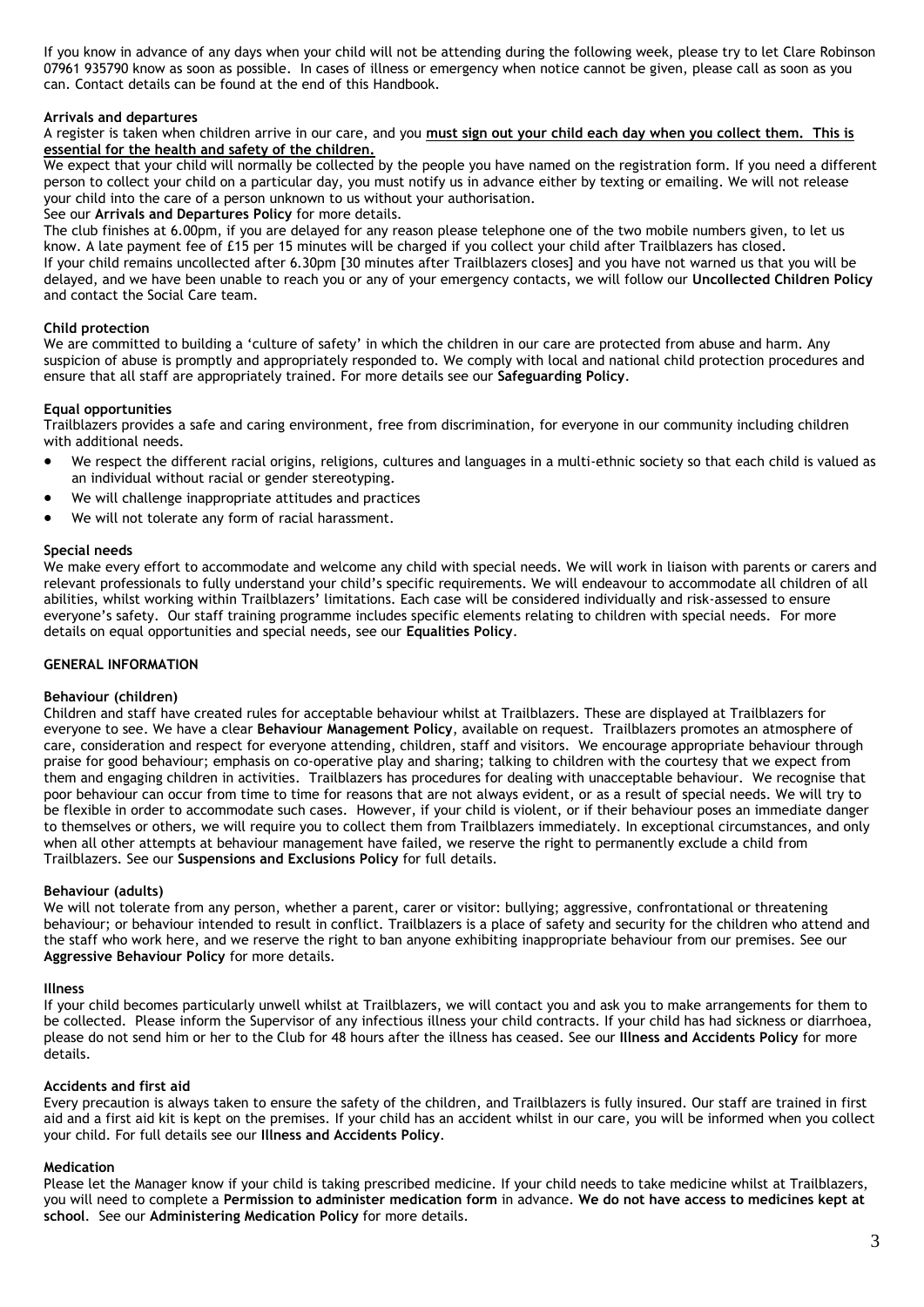If you know in advance of any days when your child will not be attending during the following week, please try to let Clare Robinson 07961 935790 know as soon as possible. In cases of illness or emergency when notice cannot be given, please call as soon as you can. Contact details can be found at the end of this Handbook.

**Arrivals and departures**

A register is taken when children arrive in our care, and you **must sign out your child each day when you collect them. This is essential for the health and safety of the children.**

We expect that your child will normally be collected by the people you have named on the registration form. If you need a different person to collect your child on a particular day, you must notify us in advance either by texting or emailing. We will not release your child into the care of a person unknown to us without your authorisation.

See our **Arrivals and Departures Policy** for more details.

The club finishes at 6.00pm, if you are delayed for any reason please telephone one of the two mobile numbers given, to let us know. A late payment fee of £15 per 15 minutes will be charged if you collect your child after Trailblazers has closed.

If your child remains uncollected after 6.30pm [30 minutes after Trailblazers closes] and you have not warned us that you will be delayed, and we have been unable to reach you or any of your emergency contacts, we will follow our **Uncollected Children Policy** and contact the Social Care team.

**Child protection**

We are committed to building a 'culture of safety' in which the children in our care are protected from abuse and harm. Any suspicion of abuse is promptly and appropriately responded to. We comply with local and national child protection procedures and ensure that all staff are appropriately trained. For more details see our **Safeguarding Policy**.

**Equal opportunities**

Trailblazers provides a safe and caring environment, free from discrimination, for everyone in our community including children with additional needs.

- We respect the different racial origins, religions, cultures and languages in a multi-ethnic society so that each child is valued as an individual without racial or gender stereotyping.
- We will challenge inappropriate attitudes and practices
- We will not tolerate any form of racial harassment.

**Special needs**

We make every effort to accommodate and welcome any child with special needs. We will work in liaison with parents or carers and relevant professionals to fully understand your child's specific requirements. We will endeavour to accommodate all children of all abilities, whilst working within Trailblazers' limitations. Each case will be considered individually and risk-assessed to ensure everyone's safety. Our staff training programme includes specific elements relating to children with special needs. For more details on equal opportunities and special needs, see our **Equalities Policy**.

**GENERAL INFORMATION**

**Behaviour (children)**

Children and staff have created rules for acceptable behaviour whilst at Trailblazers. These are displayed at Trailblazers for everyone to see. We have a clear **Behaviour Management Policy**, available on request. Trailblazers promotes an atmosphere of care, consideration and respect for everyone attending, children, staff and visitors. We encourage appropriate behaviour through praise for good behaviour; emphasis on co-operative play and sharing; talking to children with the courtesy that we expect from them and engaging children in activities. Trailblazers has procedures for dealing with unacceptable behaviour. We recognise that poor behaviour can occur from time to time for reasons that are not always evident, or as a result of special needs. We will try to be flexible in order to accommodate such cases. However, if your child is violent, or if their behaviour poses an immediate danger to themselves or others, we will require you to collect them from Trailblazers immediately. In exceptional circumstances, and only when all other attempts at behaviour management have failed, we reserve the right to permanently exclude a child from Trailblazers. See our **Suspensions and Exclusions Policy** for full details.

**Behaviour (adults)**

We will not tolerate from any person, whether a parent, carer or visitor: bullying; aggressive, confrontational or threatening behaviour; or behaviour intended to result in conflict. Trailblazers is a place of safety and security for the children who attend and the staff who work here, and we reserve the right to ban anyone exhibiting inappropriate behaviour from our premises. See our **Aggressive Behaviour Policy** for more details.

**Illness**

If your child becomes particularly unwell whilst at Trailblazers, we will contact you and ask you to make arrangements for them to be collected. Please inform the Supervisor of any infectious illness your child contracts. If your child has had sickness or diarrhoea, please do not send him or her to the Club for 48 hours after the illness has ceased. See our **Illness and Accidents Policy** for more details.

**Accidents and first aid**

Every precaution is always taken to ensure the safety of the children, and Trailblazers is fully insured. Our staff are trained in first aid and a first aid kit is kept on the premises. If your child has an accident whilst in our care, you will be informed when you collect your child. For full details see our **Illness and Accidents Policy**.

**Medication**

Please let the Manager know if your child is taking prescribed medicine. If your child needs to take medicine whilst at Trailblazers, you will need to complete a **Permission to administer medication form** in advance. **We do not have access to medicines kept at school**. See our **Administering Medication Policy** for more details.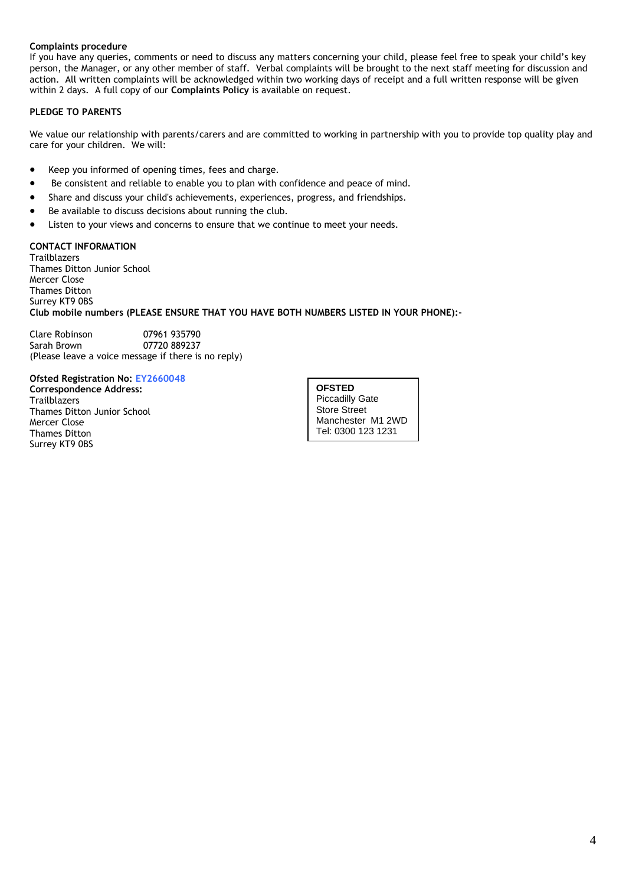**Complaints procedure**
If you have any queries, comments or need to discuss any matters concerning your child, please feel free to speak your child's key person, the Manager, or any other member of staff. Verbal complaints will be brought to the next staff meeting for discussion and action. All written complaints will be acknowledged within two working days of receipt and a full written response will be given within 2 days. A full copy of our **Complaints Policy** is available on request.

**PLEDGE TO PARENTS**

We value our relationship with parents/carers and are committed to working in partnership with you to provide top quality play and care for your children. We will:

- Keep you informed of opening times, fees and charge.
- Be consistent and reliable to enable you to plan with confidence and peace of mind.
- Share and discuss your child's achievements, experiences, progress, and friendships.
- Be available to discuss decisions about running the club.
- Listen to your views and concerns to ensure that we continue to meet your needs.

**CONTACT INFORMATION**
Trailblazers
Thames Ditton Junior School
Mercer Close
Thames Ditton
Surrey KT9 0BS
**Club mobile numbers (PLEASE ENSURE THAT YOU HAVE BOTH NUMBERS LISTED IN YOUR PHONE):-**

Clare Robinson 07961 935790
Sarah Brown 07720 889237
(Please leave a voice message if there is no reply)

**Ofsted Registration No:** EY2660048
**Correspondence Address:**
Trailblazers
Thames Ditton Junior School
Mercer Close
Thames Ditton
Surrey KT9 0BS

**OFSTED**
Piccadilly Gate
Store Street
Manchester M1 2WD
Tel: 0300 123 1231